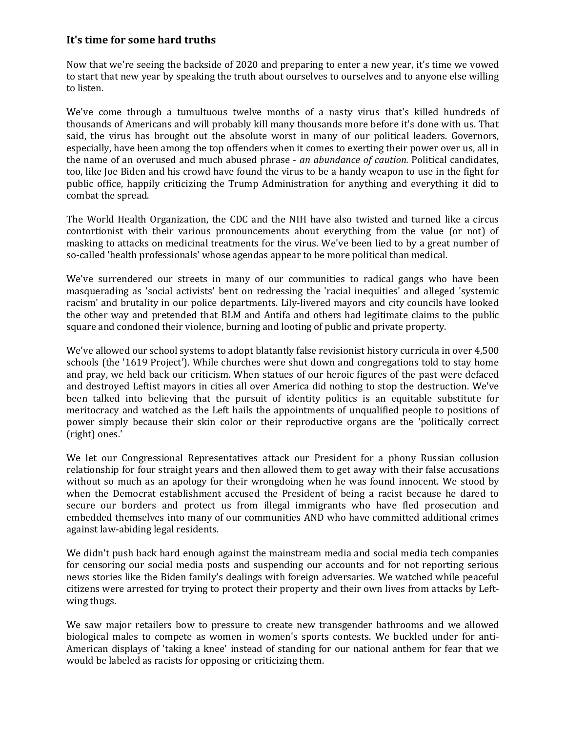### It's time for some hard truths

Now that we're seeing the backside of 2020 and preparing to enter a new year, it's time we vowed to start that new year by speaking the truth about ourselves to ourselves and to anyone else willing to listen.

We've come through a tumultuous twelve months of a nasty virus that's killed hundreds of thousands of Americans and will probably kill many thousands more before it's done with us. That said, the virus has brought out the absolute worst in many of our political leaders. Governors, especially, have been among the top offenders when it comes to exerting their power over us, all in the name of an overused and much abused phrase - *an abundance of caution.* Political candidates, too, like Joe Biden and his crowd have found the virus to be a handy weapon to use in the fight for public office, happily criticizing the Trump Administration for anything and everything it did to combat the spread.

The World Health Organization, the CDC and the NIH have also twisted and turned like a circus contortionist with their various pronouncements about everything from the value (or not) of masking to attacks on medicinal treatments for the virus. We've been lied to by a great number of so-called 'health professionals' whose agendas appear to be more political than medical.

We've surrendered our streets in many of our communities to radical gangs who have been masquerading as 'social activists' bent on redressing the 'racial inequities' and alleged 'systemic racism' and brutality in our police departments. Lily-livered mayors and city councils have looked the other way and pretended that BLM and Antifa and others had legitimate claims to the public square and condoned their violence, burning and looting of public and private property.

We've allowed our school systems to adopt blatantly false revisionist history curricula in over 4,500 schools (the '1619 Project'). While churches were shut down and congregations told to stay home and pray, we held back our criticism. When statues of our heroic figures of the past were defaced and destroyed Leftist mayors in cities all over America did nothing to stop the destruction. We've been talked into believing that the pursuit of identity politics is an equitable substitute for meritocracy and watched as the Left hails the appointments of unqualified people to positions of power simply because their skin color or their reproductive organs are the 'politically correct (right) ones.'

We let our Congressional Representatives attack our President for a phony Russian collusion relationship for four straight years and then allowed them to get away with their false accusations without so much as an apology for their wrongdoing when he was found innocent. We stood by when the Democrat establishment accused the President of being a racist because he dared to secure our borders and protect us from illegal immigrants who have fled prosecution and embedded themselves into many of our communities AND who have committed additional crimes against law-abiding legal residents.

We didn't push back hard enough against the mainstream media and social media tech companies for censoring our social media posts and suspending our accounts and for not reporting serious news stories like the Biden family's dealings with foreign adversaries. We watched while peaceful citizens were arrested for trying to protect their property and their own lives from attacks by Left-wing thugs.

We saw major retailers bow to pressure to create new transgender bathrooms and we allowed biological males to compete as women in women's sports contests. We buckled under for anti-American displays of 'taking a knee' instead of standing for our national anthem for fear that we would be labeled as racists for opposing or criticizing them.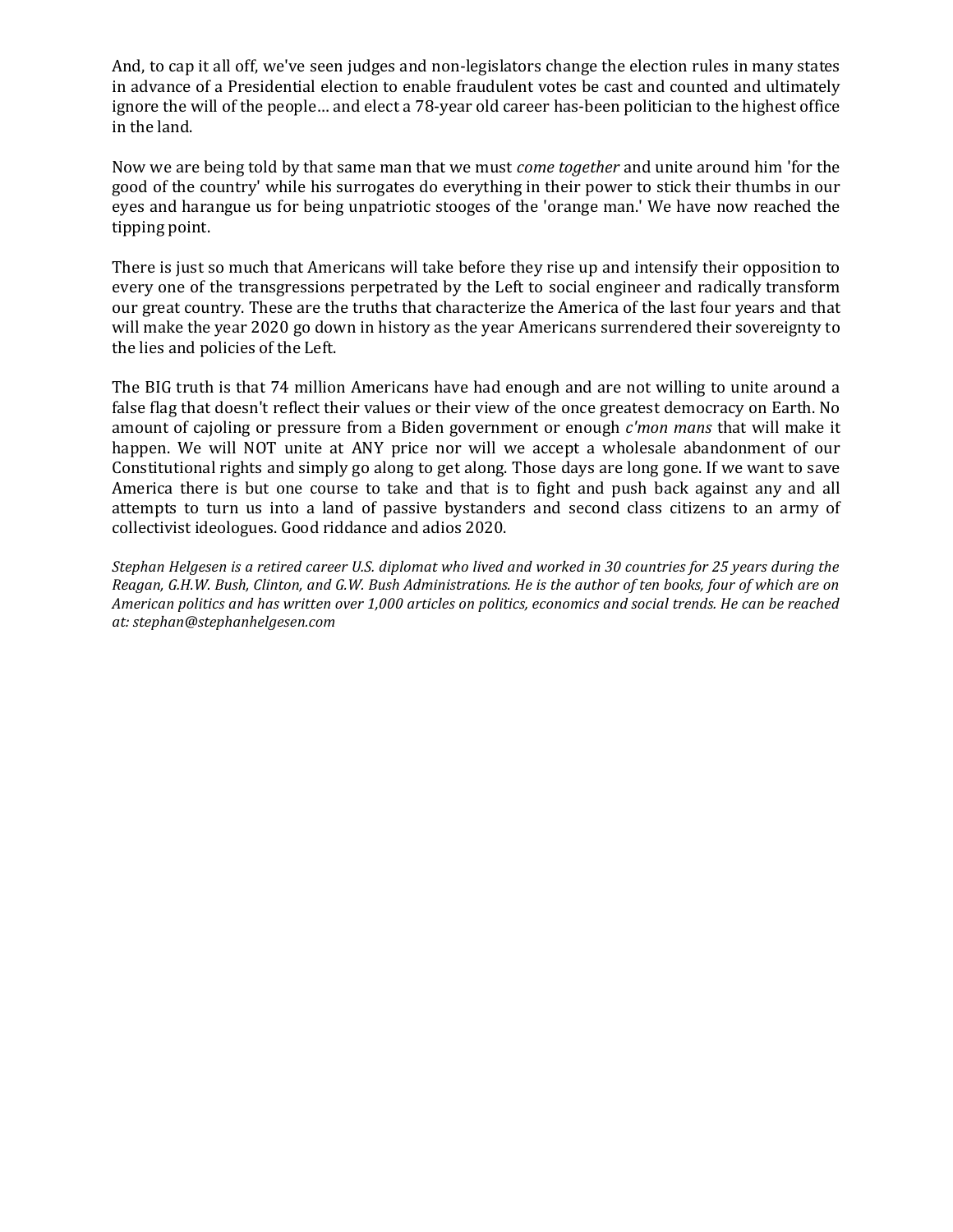And, to cap it all off, we've seen judges and non-legislators change the election rules in many states in advance of a Presidential election to enable fraudulent votes be cast and counted and ultimately ignore the will of the people… and elect a 78-year old career has-been politician to the highest office in the land.

Now we are being told by that same man that we must *come together* and unite around him 'for the good of the country' while his surrogates do everything in their power to stick their thumbs in our eyes and harangue us for being unpatriotic stooges of the 'orange man.' We have now reached the tipping point.

There is just so much that Americans will take before they rise up and intensify their opposition to every one of the transgressions perpetrated by the Left to social engineer and radically transform our great country. These are the truths that characterize the America of the last four years and that will make the year 2020 go down in history as the year Americans surrendered their sovereignty to the lies and policies of the Left.

The BIG truth is that 74 million Americans have had enough and are not willing to unite around a false flag that doesn't reflect their values or their view of the once greatest democracy on Earth. No amount of cajoling or pressure from a Biden government or enough *c'mon mans* that will make it happen. We will NOT unite at ANY price nor will we accept a wholesale abandonment of our Constitutional rights and simply go along to get along. Those days are long gone. If we want to save America there is but one course to take and that is to fight and push back against any and all attempts to turn us into a land of passive bystanders and second class citizens to an army of collectivist ideologues. Good riddance and adios 2020.

*Stephan Helgesen is a retired career U.S. diplomat who lived and worked in 30 countries for 25 years during the Reagan, G.H.W. Bush, Clinton, and G.W. Bush Administrations. He is the author of ten books, four of which are on American politics and has written over 1,000 articles on politics, economics and social trends. He can be reached at: stephan@stephanhelgesen.com*